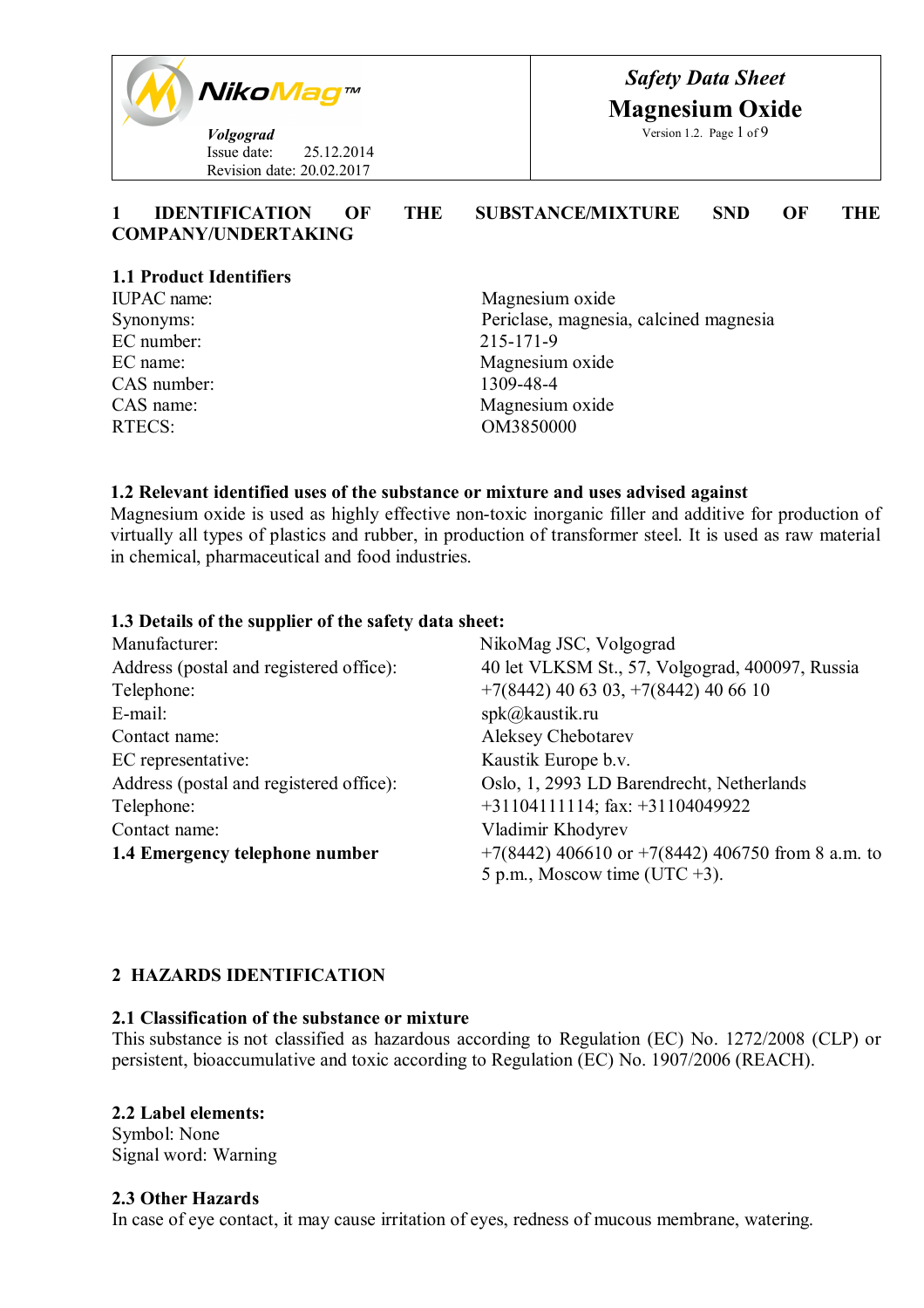| NikoMag™ *Volgograd* Issue date: 25.12.2014 Revision date: 20.02.2017 | ***Safety Data Sheet*** **Magnesium Oxide** Version 1.2. |
|---|---|

## 1 IDENTIFICATION OF THE SUBSTANCE/MIXTURE SND OF THE COMPANY/UNDERTAKING

### 1.1 Product Identifiers

| | |
|---|---|
| IUPAC name: | Magnesium oxide |
| Synonyms: | Periclase, magnesia, calcined magnesia |
| EC number: | 215-171-9 |
| EC name: | Magnesium oxide |
| CAS number: | 1309-48-4 |
| CAS name: | Magnesium oxide |
| RTECS: | OM3850000 |

### 1.2 Relevant identified uses of the substance or mixture and uses advised against

Magnesium oxide is used as highly effective non-toxic inorganic filler and additive for production of virtually all types of plastics and rubber, in production of transformer steel. It is used as raw material in chemical, pharmaceutical and food industries.

### 1.3 Details of the supplier of the safety data sheet:

| | |
|---|---|
| Manufacturer: | NikoMag JSC, Volgograd |
| Address (postal and registered office): | 40 let VLKSM St., 57, Volgograd, 400097, Russia |
| Telephone: | +7(8442) 40 63 03, +7(8442) 40 66 10 |
| E-mail: | spk@kaustik.ru |
| Contact name: | Aleksey Chebotarev |
| EC representative: | Kaustik Europe b.v. |
| Address (postal and registered office): | Oslo, 1, 2993 LD Barendrecht, Netherlands |
| Telephone: | +31104111114; fax: +31104049922 |
| Contact name: | Vladimir Khodyrev |
| **1.4 Emergency telephone number** | +7(8442) 406610 or +7(8442) 406750 from 8 a.m. to 5 p.m., Moscow time (UTC +3). |

## 2 HAZARDS IDENTIFICATION

### 2.1 Classification of the substance or mixture

This substance is not classified as hazardous according to Regulation (EC) No. 1272/2008 (CLP) or persistent, bioaccumulative and toxic according to Regulation (EC) No. 1907/2006 (REACH).

### 2.2 Label elements:

Symbol: None
Signal word: Warning

### 2.3 Other Hazards

In case of eye contact, it may cause irritation of eyes, redness of mucous membrane, watering.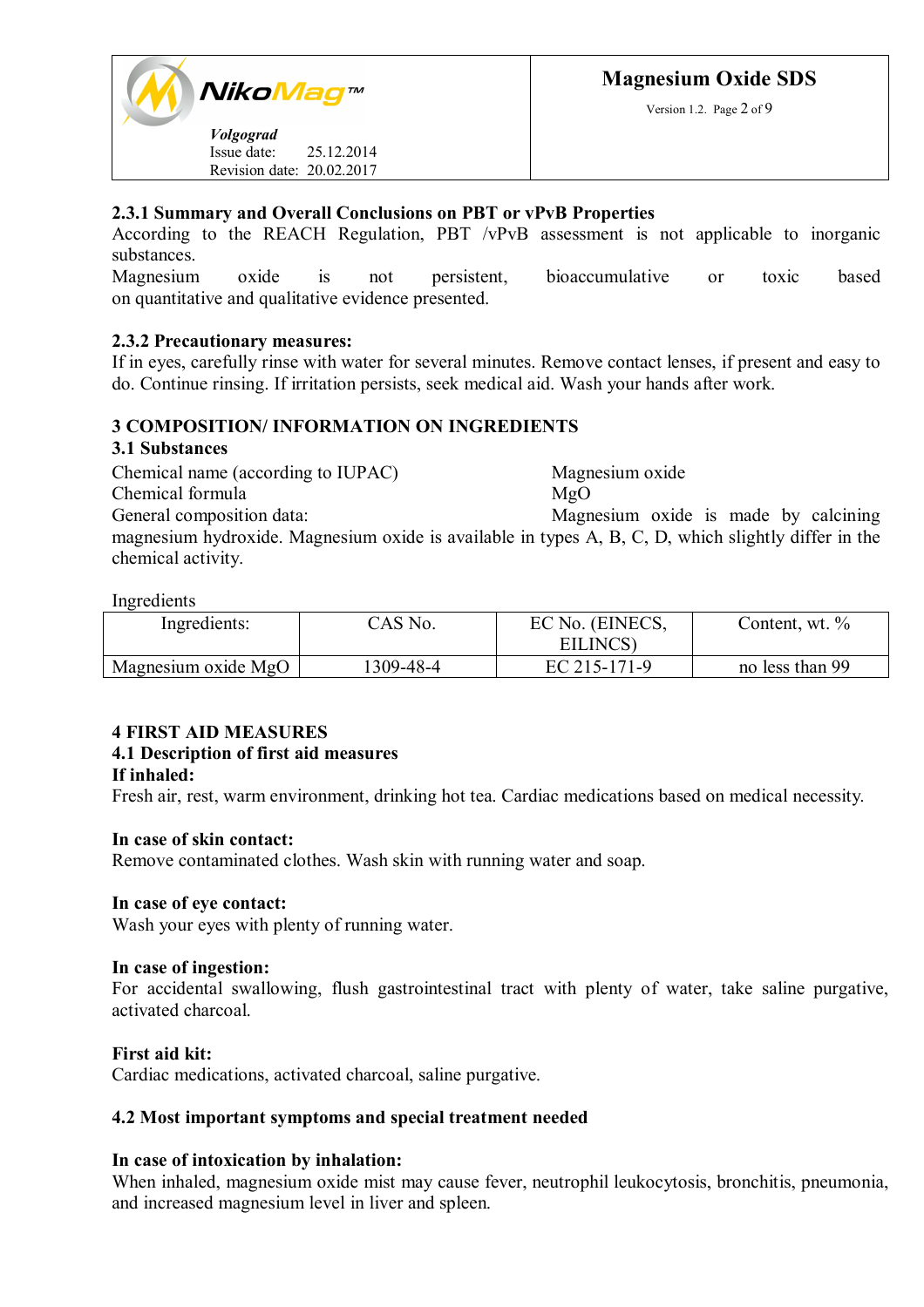### 2.3.1 Summary and Overall Conclusions on PBT or vPvB Properties

According to the REACH Regulation, PBT /vPvB assessment is not applicable to inorganic substances.

Magnesium oxide is not persistent, bioaccumulative or toxic based on quantitative and qualitative evidence presented.

### 2.3.2 Precautionary measures:

If in eyes, carefully rinse with water for several minutes. Remove contact lenses, if present and easy to do. Continue rinsing. If irritation persists, seek medical aid. Wash your hands after work.

## 3 COMPOSITION/ INFORMATION ON INGREDIENTS

### 3.1 Substances

Chemical name (according to IUPAC) Magnesium oxide

Chemical formula $MgO$

General composition data: Magnesium oxide is made by calcining magnesium hydroxide. Magnesium oxide is available in types A, B, C, D, which slightly differ in the chemical activity.

Ingredients

| Ingredients: | CAS No. | EC No. (EINECS, EILINCS) | Content, wt. % |
|---|---|---|---|
| Magnesium oxide $MgO$ | 1309-48-4 | EC 215-171-9 | no less than 99 |

## 4 FIRST AID MEASURES

### 4.1 Description of first aid measures

**If inhaled:**

Fresh air, rest, warm environment, drinking hot tea. Cardiac medications based on medical necessity.

**In case of skin contact:**

Remove contaminated clothes. Wash skin with running water and soap.

**In case of eye contact:**

Wash your eyes with plenty of running water.

**In case of ingestion:**

For accidental swallowing, flush gastrointestinal tract with plenty of water, take saline purgative, activated charcoal.

**First aid kit:**

Cardiac medications, activated charcoal, saline purgative.

### 4.2 Most important symptoms and special treatment needed

**In case of intoxication by inhalation:**

When inhaled, magnesium oxide mist may cause fever, neutrophil leukocytosis, bronchitis, pneumonia, and increased magnesium level in liver and spleen.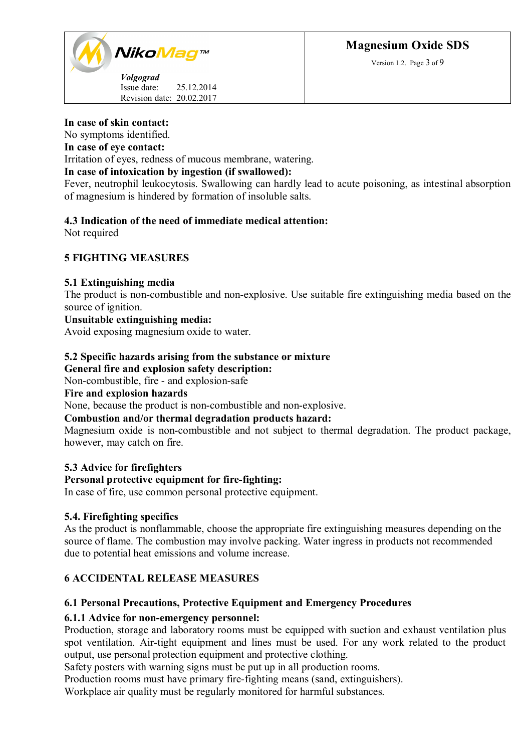**In case of skin contact:**
No symptoms identified.
**In case of eye contact:**
Irritation of eyes, redness of mucous membrane, watering.
**In case of intoxication by ingestion (if swallowed):**
Fever, neutrophil leukocytosis. Swallowing can hardly lead to acute poisoning, as intestinal absorption of magnesium is hindered by formation of insoluble salts.

**4.3 Indication of the need of immediate medical attention:**
Not required

## 5 FIGHTING MEASURES

### 5.1 Extinguishing media

The product is non-combustible and non-explosive. Use suitable fire extinguishing media based on the source of ignition.
**Unsuitable extinguishing media:**
Avoid exposing magnesium oxide to water.

### 5.2 Specific hazards arising from the substance or mixture

**General fire and explosion safety description:**
Non-combustible, fire - and explosion-safe
**Fire and explosion hazards**
None, because the product is non-combustible and non-explosive.
**Combustion and/or thermal degradation products hazard:**
Magnesium oxide is non-combustible and not subject to thermal degradation. The product package, however, may catch on fire.

### 5.3 Advice for firefighters

**Personal protective equipment for fire-fighting:**
In case of fire, use common personal protective equipment.

### 5.4. Firefighting specifics

As the product is nonflammable, choose the appropriate fire extinguishing measures depending on the source of flame. The combustion may involve packing. Water ingress in products not recommended due to potential heat emissions and volume increase.

## 6 ACCIDENTAL RELEASE MEASURES

### 6.1 Personal Precautions, Protective Equipment and Emergency Procedures

#### 6.1.1 Advice for non-emergency personnel:

Production, storage and laboratory rooms must be equipped with suction and exhaust ventilation plus spot ventilation. Air-tight equipment and lines must be used. For any work related to the product output, use personal protection equipment and protective clothing.
Safety posters with warning signs must be put up in all production rooms.
Production rooms must have primary fire-fighting means (sand, extinguishers).
Workplace air quality must be regularly monitored for harmful substances.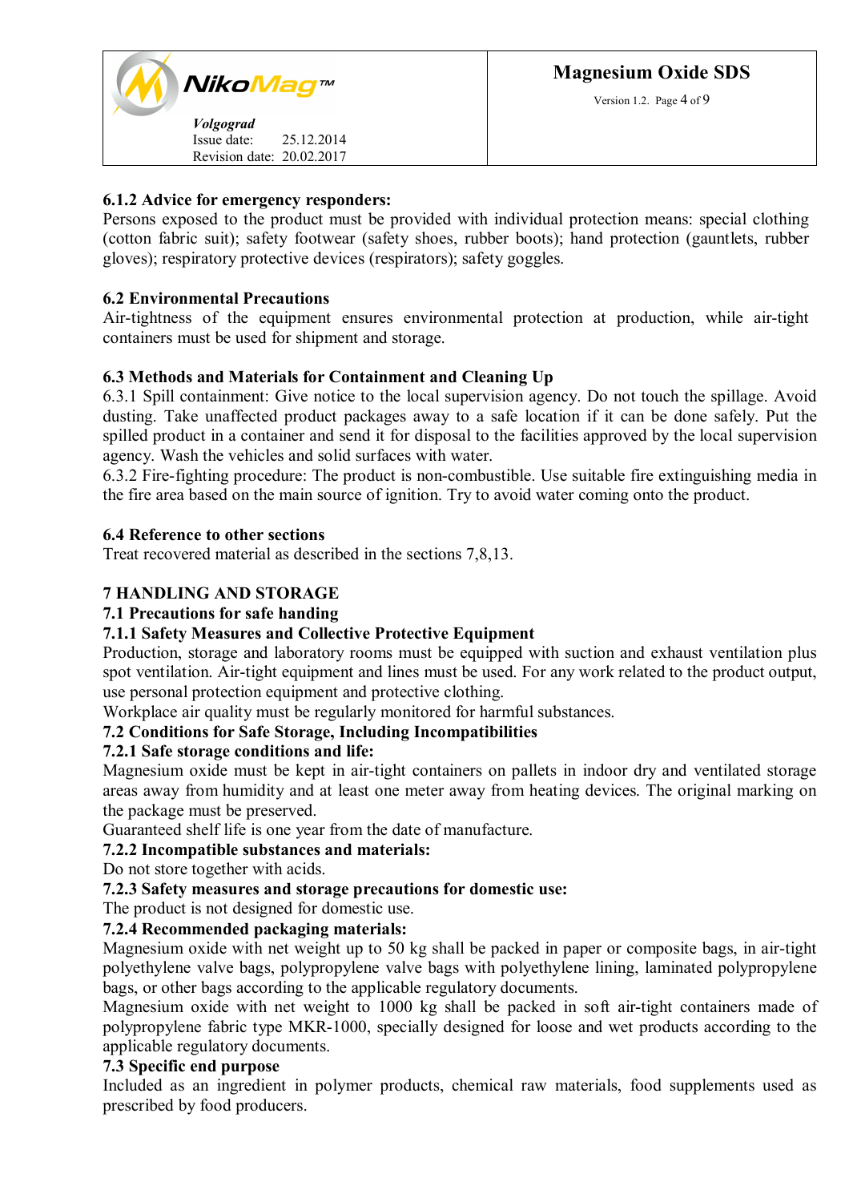**6.1.2 Advice for emergency responders:**
Persons exposed to the product must be provided with individual protection means: special clothing (cotton fabric suit); safety footwear (safety shoes, rubber boots); hand protection (gauntlets, rubber gloves); respiratory protective devices (respirators); safety goggles.

**6.2 Environmental Precautions**
Air-tightness of the equipment ensures environmental protection at production, while air-tight containers must be used for shipment and storage.

**6.3 Methods and Materials for Containment and Cleaning Up**
6.3.1 Spill containment: Give notice to the local supervision agency. Do not touch the spillage. Avoid dusting. Take unaffected product packages away to a safe location if it can be done safely. Put the spilled product in a container and send it for disposal to the facilities approved by the local supervision agency. Wash the vehicles and solid surfaces with water.
6.3.2 Fire-fighting procedure: The product is non-combustible. Use suitable fire extinguishing media in the fire area based on the main source of ignition. Try to avoid water coming onto the product.

**6.4 Reference to other sections**
Treat recovered material as described in the sections 7,8,13.

## 7 HANDLING AND STORAGE

**7.1 Precautions for safe handing**

**7.1.1 Safety Measures and Collective Protective Equipment**
Production, storage and laboratory rooms must be equipped with suction and exhaust ventilation plus spot ventilation. Air-tight equipment and lines must be used. For any work related to the product output, use personal protection equipment and protective clothing.
Workplace air quality must be regularly monitored for harmful substances.

**7.2 Conditions for Safe Storage, Including Incompatibilities**

**7.2.1 Safe storage conditions and life:**
Magnesium oxide must be kept in air-tight containers on pallets in indoor dry and ventilated storage areas away from humidity and at least one meter away from heating devices. The original marking on the package must be preserved.
Guaranteed shelf life is one year from the date of manufacture.

**7.2.2 Incompatible substances and materials:**
Do not store together with acids.

**7.2.3 Safety measures and storage precautions for domestic use:**
The product is not designed for domestic use.

**7.2.4 Recommended packaging materials:**
Magnesium oxide with net weight up to 50 kg shall be packed in paper or composite bags, in air-tight polyethylene valve bags, polypropylene valve bags with polyethylene lining, laminated polypropylene bags, or other bags according to the applicable regulatory documents.
Magnesium oxide with net weight to 1000 kg shall be packed in soft air-tight containers made of polypropylene fabric type MKR-1000, specially designed for loose and wet products according to the applicable regulatory documents.

**7.3 Specific end purpose**
Included as an ingredient in polymer products, chemical raw materials, food supplements used as prescribed by food producers.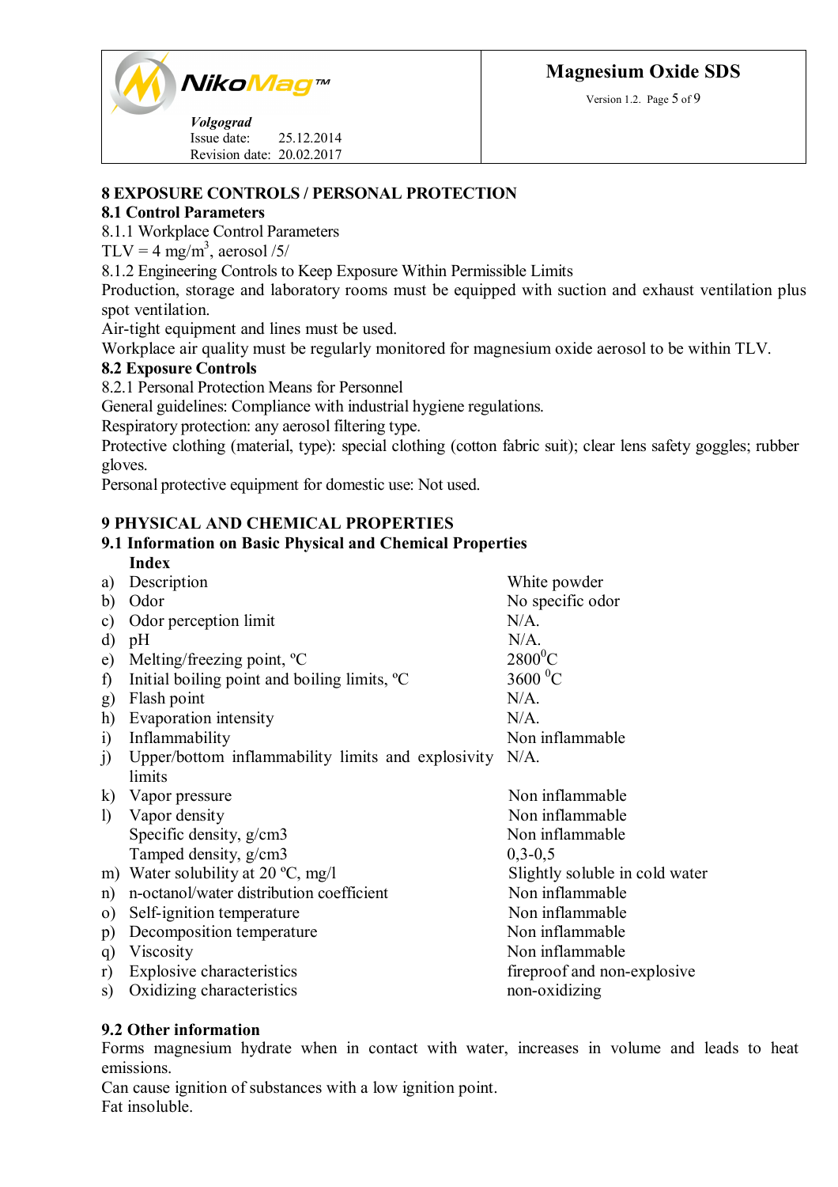## 8 EXPOSURE CONTROLS / PERSONAL PROTECTION

### 8.1 Control Parameters

8.1.1 Workplace Control Parameters

TLV = 4 mg/m$^3$, aerosol /5/

8.1.2 Engineering Controls to Keep Exposure Within Permissible Limits

Production, storage and laboratory rooms must be equipped with suction and exhaust ventilation plus spot ventilation.

Air-tight equipment and lines must be used.

Workplace air quality must be regularly monitored for magnesium oxide aerosol to be within TLV.

### 8.2 Exposure Controls

8.2.1 Personal Protection Means for Personnel

General guidelines: Compliance with industrial hygiene regulations.

Respiratory protection: any aerosol filtering type.

Protective clothing (material, type): special clothing (cotton fabric suit); clear lens safety goggles; rubber gloves.

Personal protective equipment for domestic use: Not used.

## 9 PHYSICAL AND CHEMICAL PROPERTIES

### 9.1 Information on Basic Physical and Chemical Properties

| | Index | |
|---|---|---|
| a) | Description | White powder |
| b) | Odor | No specific odor |
| c) | Odor perception limit | N/A. |
| d) | pH | N/A. |
| e) | Melting/freezing point, ºC | 2800$^0$C |
| f) | Initial boiling point and boiling limits, ºC | 3600 $^0$C |
| g) | Flash point | N/A. |
| h) | Evaporation intensity | N/A. |
| i) | Inflammability | Non inflammable |
| j) | Upper/bottom inflammability limits and explosivity limits | N/A. |
| k) | Vapor pressure | Non inflammable |
| l) | Vapor density | Non inflammable |
| | Specific density, g/cm3 | Non inflammable |
| | Tamped density, g/cm3 | 0,3-0,5 |
| m) | Water solubility at 20 ºC, mg/l | Slightly soluble in cold water |
| n) | n-octanol/water distribution coefficient | Non inflammable |
| o) | Self-ignition temperature | Non inflammable |
| p) | Decomposition temperature | Non inflammable |
| q) | Viscosity | Non inflammable |
| r) | Explosive characteristics | fireproof and non-explosive |
| s) | Oxidizing characteristics | non-oxidizing |

### 9.2 Other information

Forms magnesium hydrate when in contact with water, increases in volume and leads to heat emissions.

Can cause ignition of substances with a low ignition point.

Fat insoluble.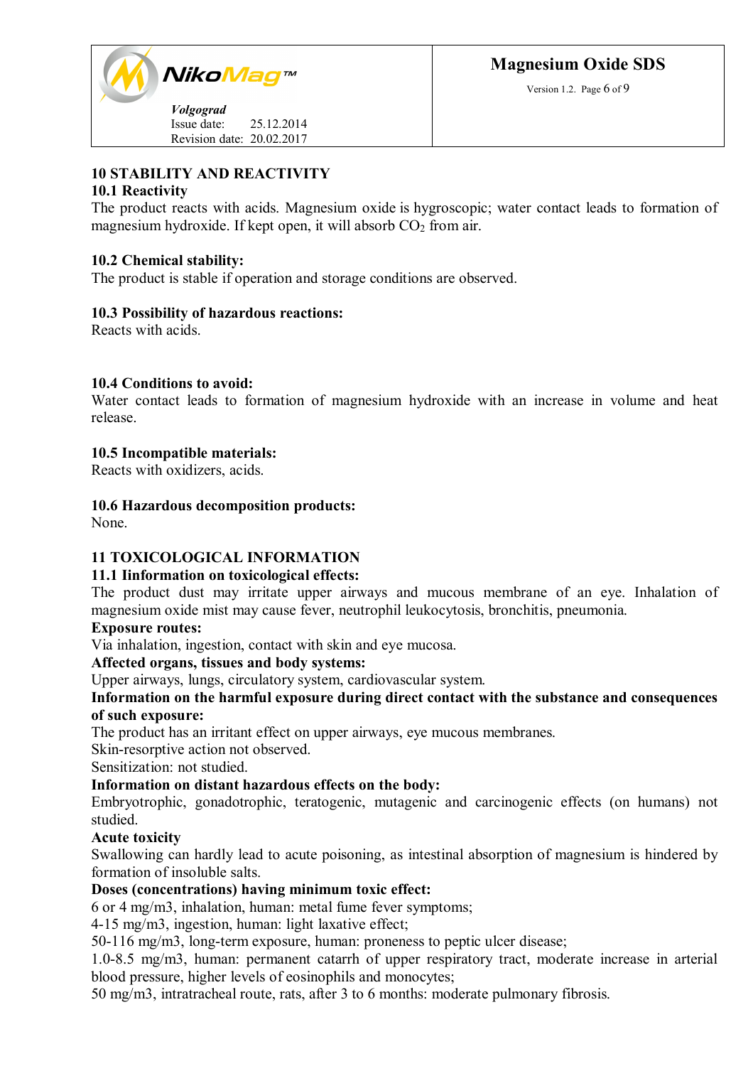## 10 STABILITY AND REACTIVITY

### 10.1 Reactivity

The product reacts with acids. Magnesium oxide is hygroscopic; water contact leads to formation of magnesium hydroxide. If kept open, it will absorb $CO_2$ from air.

### 10.2 Chemical stability:

The product is stable if operation and storage conditions are observed.

### 10.3 Possibility of hazardous reactions:

Reacts with acids.

### 10.4 Conditions to avoid:

Water contact leads to formation of magnesium hydroxide with an increase in volume and heat release.

### 10.5 Incompatible materials:

Reacts with oxidizers, acids.

### 10.6 Hazardous decomposition products:

None.

## 11 TOXICOLOGICAL INFORMATION

### 11.1 Iinformation on toxicological effects:

The product dust may irritate upper airways and mucous membrane of an eye. Inhalation of magnesium oxide mist may cause fever, neutrophil leukocytosis, bronchitis, pneumonia.

**Exposure routes:**

Via inhalation, ingestion, contact with skin and eye mucosa.

**Affected organs, tissues and body systems:**

Upper airways, lungs, circulatory system, cardiovascular system.

**Information on the harmful exposure during direct contact with the substance and consequences of such exposure:**

The product has an irritant effect on upper airways, eye mucous membranes.
Skin-resorptive action not observed.
Sensitization: not studied.

**Information on distant hazardous effects on the body:**

Embryotrophic, gonadotrophic, teratogenic, mutagenic and carcinogenic effects (on humans) not studied.

**Acute toxicity**

Swallowing can hardly lead to acute poisoning, as intestinal absorption of magnesium is hindered by formation of insoluble salts.

**Doses (concentrations) having minimum toxic effect:**

6 or 4 mg/m3, inhalation, human: metal fume fever symptoms;
4-15 mg/m3, ingestion, human: light laxative effect;
50-116 mg/m3, long-term exposure, human: proneness to peptic ulcer disease;
1.0-8.5 mg/m3, human: permanent catarrh of upper respiratory tract, moderate increase in arterial blood pressure, higher levels of eosinophils and monocytes;
50 mg/m3, intratracheal route, rats, after 3 to 6 months: moderate pulmonary fibrosis.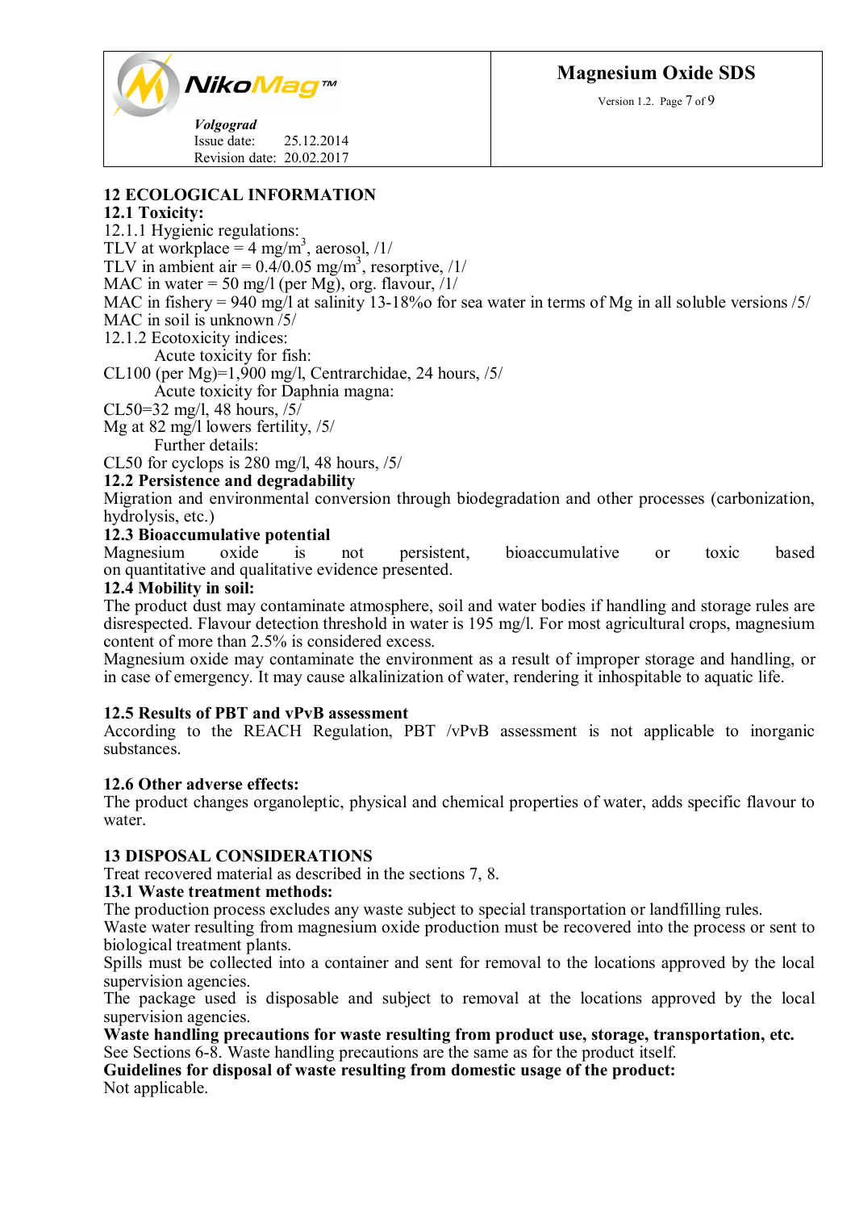## 12 ECOLOGICAL INFORMATION

### 12.1 Toxicity:

12.1.1 Hygienic regulations:

TLV at workplace = 4 mg/m$^3$, aerosol, /1/

TLV in ambient air = 0.4/0.05 mg/m$^3$, resorptive, /1/

MAC in water = 50 mg/l (per Mg), org. flavour, /1/

MAC in fishery = 940 mg/l at salinity 13-18‰ for sea water in terms of Mg in all soluble versions /5/

MAC in soil is unknown /5/

12.1.2 Ecotoxicity indices:

Acute toxicity for fish:

CL100 (per Mg)=1,900 mg/l, Centrarchidae, 24 hours, /5/

Acute toxicity for Daphnia magna:

CL50=32 mg/l, 48 hours, /5/

Mg at 82 mg/l lowers fertility, /5/

Further details:

CL50 for cyclops is 280 mg/l, 48 hours, /5/

### 12.2 Persistence and degradability

Migration and environmental conversion through biodegradation and other processes (carbonization, hydrolysis, etc.)

### 12.3 Bioaccumulative potential

Magnesium oxide is not persistent, bioaccumulative or toxic based on quantitative and qualitative evidence presented.

### 12.4 Mobility in soil:

The product dust may contaminate atmosphere, soil and water bodies if handling and storage rules are disrespected. Flavour detection threshold in water is 195 mg/l. For most agricultural crops, magnesium content of more than 2.5% is considered excess.

Magnesium oxide may contaminate the environment as a result of improper storage and handling, or in case of emergency. It may cause alkalinization of water, rendering it inhospitable to aquatic life.

### 12.5 Results of PBT and vPvB assessment

According to the REACH Regulation, PBT /vPvB assessment is not applicable to inorganic substances.

### 12.6 Other adverse effects:

The product changes organoleptic, physical and chemical properties of water, adds specific flavour to water.

## 13 DISPOSAL CONSIDERATIONS

Treat recovered material as described in the sections 7, 8.

### 13.1 Waste treatment methods:

The production process excludes any waste subject to special transportation or landfilling rules.

Waste water resulting from magnesium oxide production must be recovered into the process or sent to biological treatment plants.

Spills must be collected into a container and sent for removal to the locations approved by the local supervision agencies.

The package used is disposable and subject to removal at the locations approved by the local supervision agencies.

**Waste handling precautions for waste resulting from product use, storage, transportation, etc.**

See Sections 6-8. Waste handling precautions are the same as for the product itself.

**Guidelines for disposal of waste resulting from domestic usage of the product:**

Not applicable.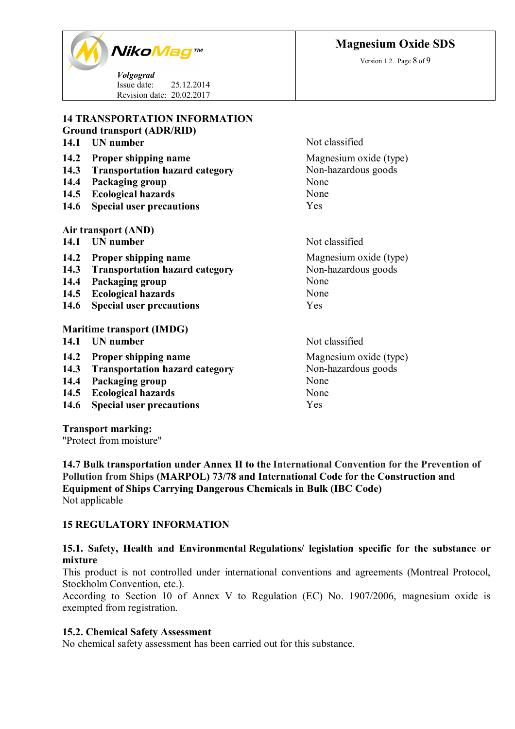## 14 TRANSPORTATION INFORMATION

### Ground transport (ADR/RID)

| | | |
|---|---|---|
| **14.1** | **UN number** | Not classified |
| **14.2** | **Proper shipping name** | Magnesium oxide (type) |
| **14.3** | **Transportation hazard category** | Non-hazardous goods |
| **14.4** | **Packaging group** | None |
| **14.5** | **Ecological hazards** | None |
| **14.6** | **Special user precautions** | Yes |

### Air transport (AND)

| | | |
|---|---|---|
| **14.1** | **UN number** | Not classified |
| **14.2** | **Proper shipping name** | Magnesium oxide (type) |
| **14.3** | **Transportation hazard category** | Non-hazardous goods |
| **14.4** | **Packaging group** | None |
| **14.5** | **Ecological hazards** | None |
| **14.6** | **Special user precautions** | Yes |

### Maritime transport (IMDG)

| | | |
|---|---|---|
| **14.1** | **UN number** | Not classified |
| **14.2** | **Proper shipping name** | Magnesium oxide (type) |
| **14.3** | **Transportation hazard category** | Non-hazardous goods |
| **14.4** | **Packaging group** | None |
| **14.5** | **Ecological hazards** | None |
| **14.6** | **Special user precautions** | Yes |

**Transport marking:**
"Protect from moisture"

**14.7 Bulk transportation under Annex II to the International Convention for the Prevention of Pollution from Ships (MARPOL) 73/78 and International Code for the Construction and Equipment of Ships Carrying Dangerous Chemicals in Bulk (IBC Code)**
Not applicable

## 15 REGULATORY INFORMATION

**15.1. Safety, Health and Environmental Regulations/ legislation specific for the substance or mixture**

This product is not controlled under international conventions and agreements (Montreal Protocol, Stockholm Convention, etc.).
According to Section 10 of Annex V to Regulation (EC) No. 1907/2006, magnesium oxide is exempted from registration.

**15.2. Chemical Safety Assessment**

No chemical safety assessment has been carried out for this substance.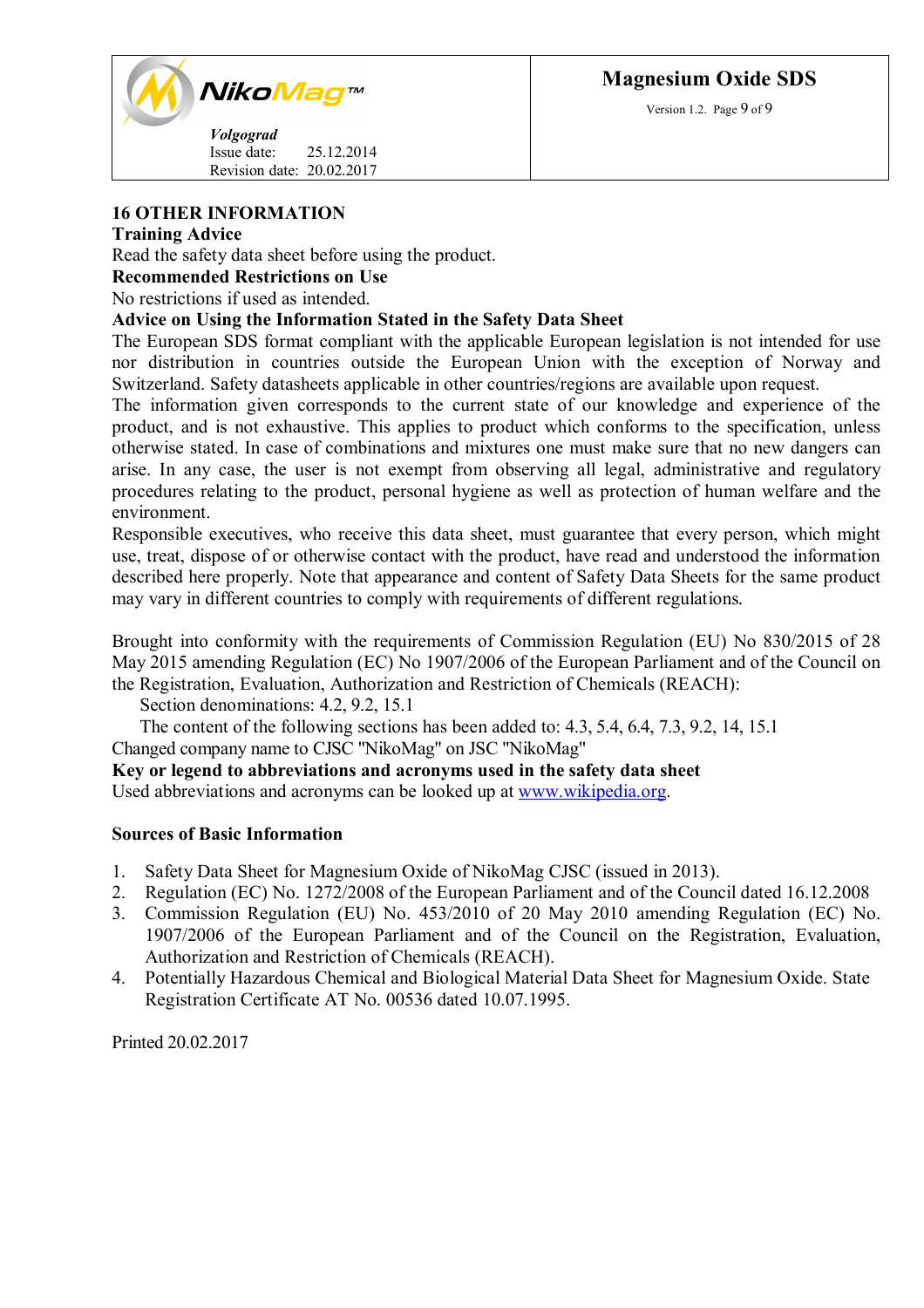## 16 OTHER INFORMATION

**Training Advice**

Read the safety data sheet before using the product.

**Recommended Restrictions on Use**

No restrictions if used as intended.

**Advice on Using the Information Stated in the Safety Data Sheet**

The European SDS format compliant with the applicable European legislation is not intended for use nor distribution in countries outside the European Union with the exception of Norway and Switzerland. Safety datasheets applicable in other countries/regions are available upon request.

The information given corresponds to the current state of our knowledge and experience of the product, and is not exhaustive. This applies to product which conforms to the specification, unless otherwise stated. In case of combinations and mixtures one must make sure that no new dangers can arise. In any case, the user is not exempt from observing all legal, administrative and regulatory procedures relating to the product, personal hygiene as well as protection of human welfare and the environment.

Responsible executives, who receive this data sheet, must guarantee that every person, which might use, treat, dispose of or otherwise contact with the product, have read and understood the information described here properly. Note that appearance and content of Safety Data Sheets for the same product may vary in different countries to comply with requirements of different regulations.

Brought into conformity with the requirements of Commission Regulation (EU) No 830/2015 of 28 May 2015 amending Regulation (EC) No 1907/2006 of the European Parliament and of the Council on the Registration, Evaluation, Authorization and Restriction of Chemicals (REACH):

Section denominations: 4.2, 9.2, 15.1

The content of the following sections has been added to: 4.3, 5.4, 6.4, 7.3, 9.2, 14, 15.1

Changed company name to CJSC "NikoMag" on JSC "NikoMag"

**Key or legend to abbreviations and acronyms used in the safety data sheet**

Used abbreviations and acronyms can be looked up at www.wikipedia.org.

**Sources of Basic Information**

1. Safety Data Sheet for Magnesium Oxide of NikoMag CJSC (issued in 2013).
2. Regulation (EC) No. 1272/2008 of the European Parliament and of the Council dated 16.12.2008
3. Commission Regulation (EU) No. 453/2010 of 20 May 2010 amending Regulation (EC) No. 1907/2006 of the European Parliament and of the Council on the Registration, Evaluation, Authorization and Restriction of Chemicals (REACH).
4. Potentially Hazardous Chemical and Biological Material Data Sheet for Magnesium Oxide. State Registration Certificate AT No. 00536 dated 10.07.1995.

Printed 20.02.2017